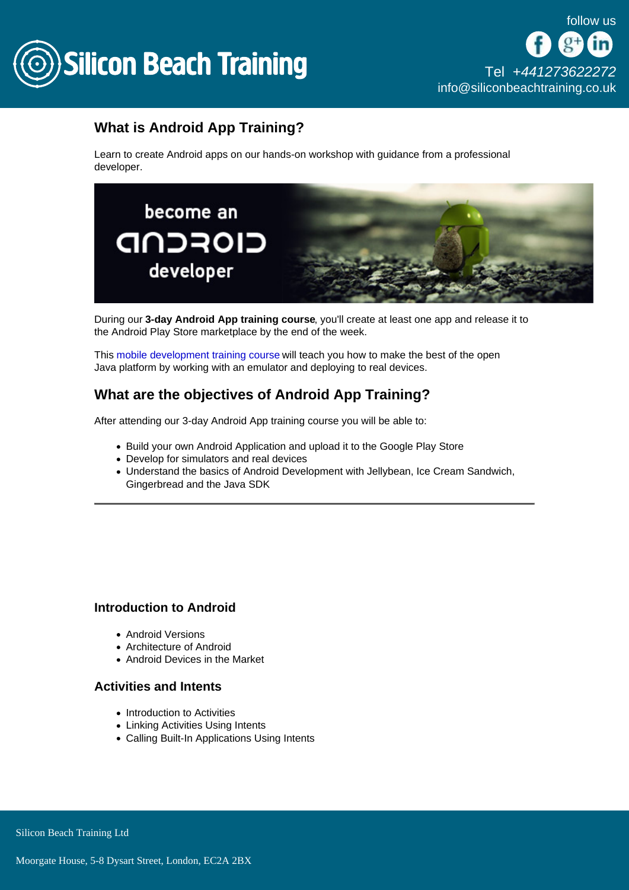# Silicon Beach Training

follow us

Tel +441273622272
info@siliconbeachtraining.co.uk

## What is Android App Training?

Learn to create Android apps on our hands-on workshop with guidance from a professional developer.

During our **3-day Android App training course**, you'll create at least one app and release it to the Android Play Store marketplace by the end of the week.

This mobile development training course will teach you how to make the best of the open Java platform by working with an emulator and deploying to real devices.

## What are the objectives of Android App Training?

After attending our 3-day Android App training course you will be able to:

- Build your own Android Application and upload it to the Google Play Store
- Develop for simulators and real devices
- Understand the basics of Android Development with Jellybean, Ice Cream Sandwich, Gingerbread and the Java SDK

---

### Introduction to Android

- Android Versions
- Architecture of Android
- Android Devices in the Market

### Activities and Intents

- Introduction to Activities
- Linking Activities Using Intents
- Calling Built-In Applications Using Intents

Silicon Beach Training Ltd

Moorgate House, 5-8 Dysart Street, London, EC2A 2BX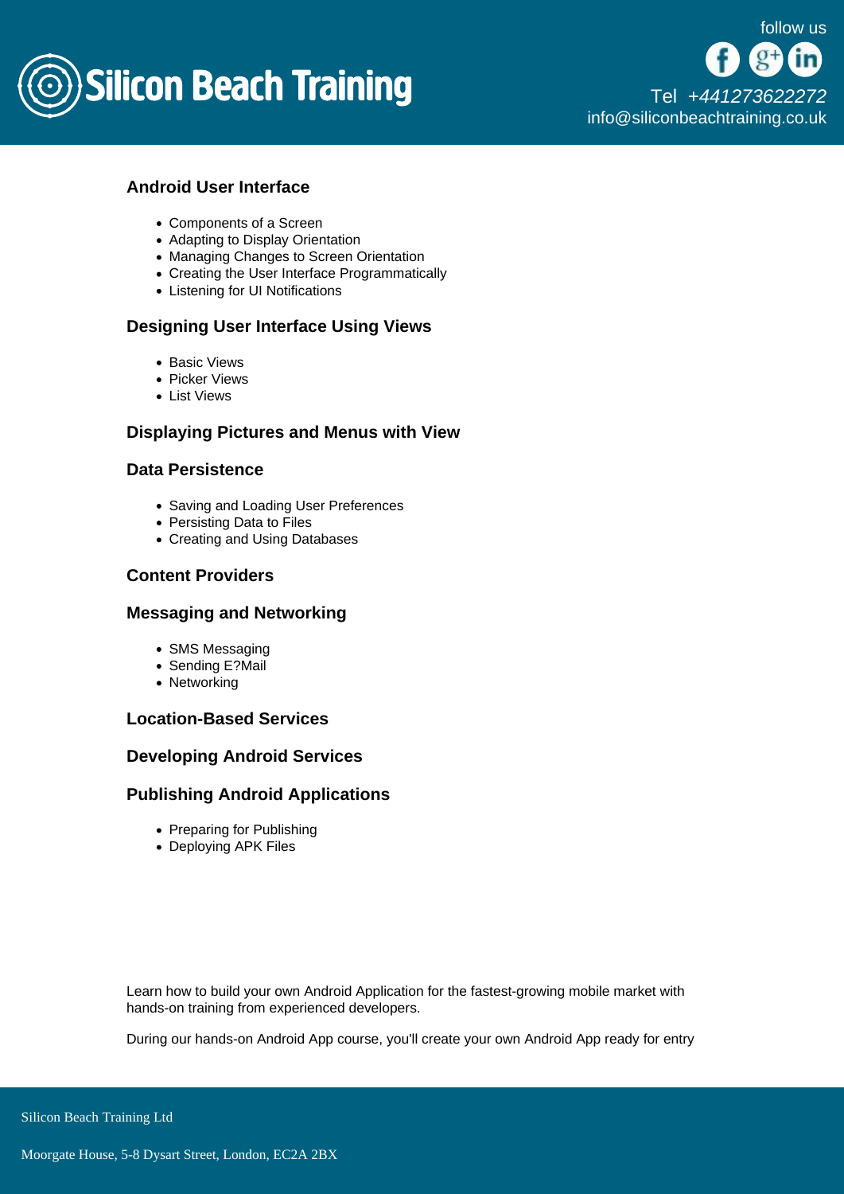## Android User Interface

- Components of a Screen
- Adapting to Display Orientation
- Managing Changes to Screen Orientation
- Creating the User Interface Programmatically
- Listening for UI Notifications

## Designing User Interface Using Views

- Basic Views
- Picker Views
- List Views

## Displaying Pictures and Menus with View

## Data Persistence

- Saving and Loading User Preferences
- Persisting Data to Files
- Creating and Using Databases

## Content Providers

## Messaging and Networking

- SMS Messaging
- Sending E?Mail
- Networking

## Location-Based Services

## Developing Android Services

## Publishing Android Applications

- Preparing for Publishing
- Deploying APK Files

Learn how to build your own Android Application for the fastest-growing mobile market with hands-on training from experienced developers.

During our hands-on Android App course, you'll create your own Android App ready for entry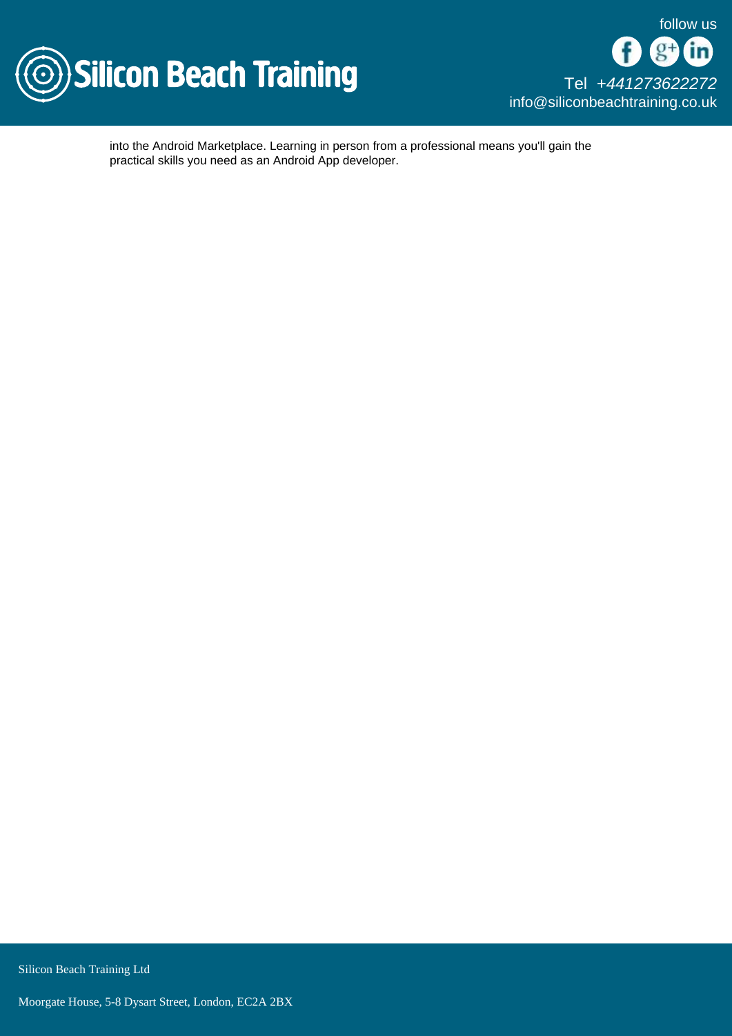into the Android Marketplace. Learning in person from a professional means you'll gain the practical skills you need as an Android App developer.